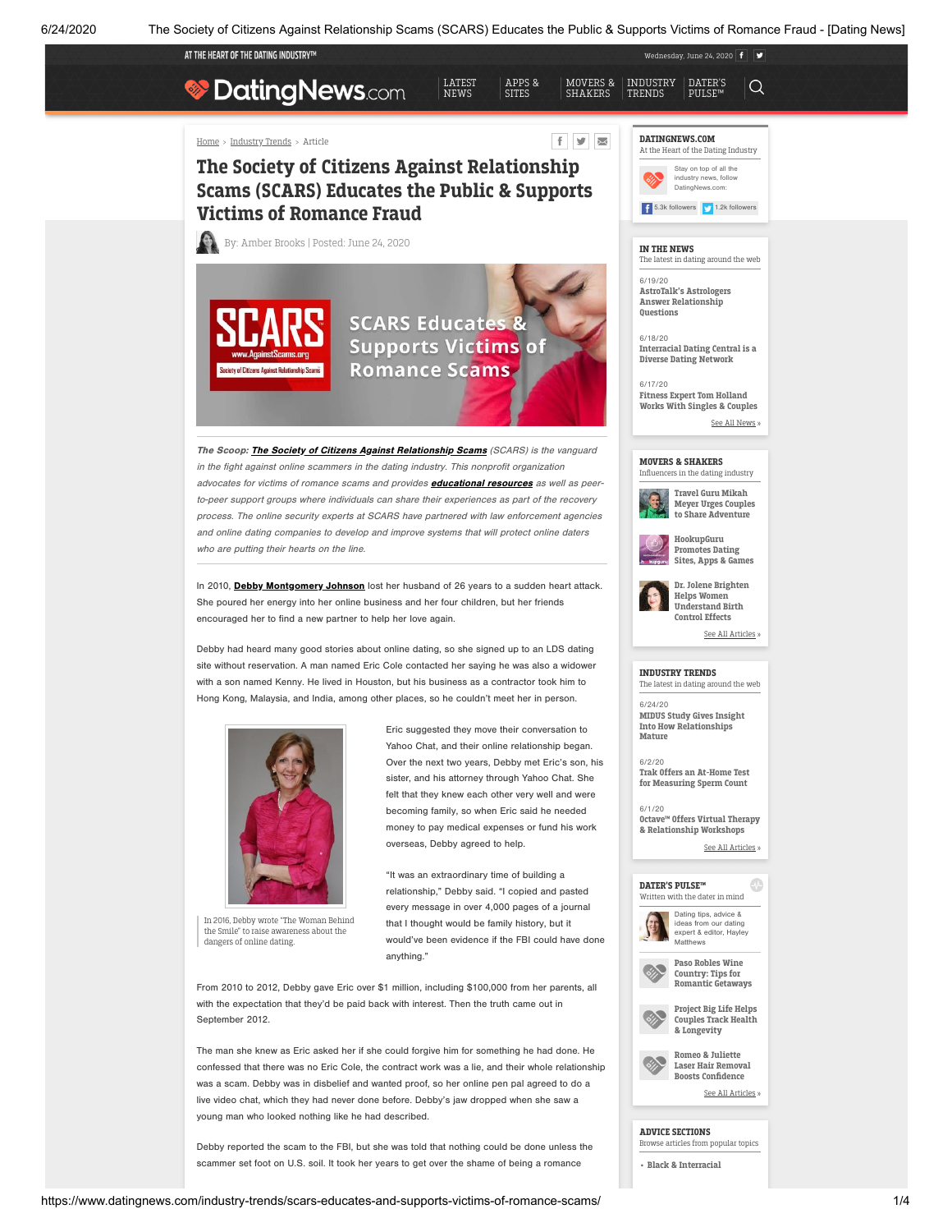Home > Industry Trends > Article

# The Society of Citizens Against Relationship Scams (SCARS) Educates the Public & Supports Victims of Romance Fraud

By: Amber Brooks | Posted: June 24, 2020

*The Scoop:* ***The Society of Citizens Against Relationship Scams*** *(SCARS) is the vanguard in the fight against online scammers in the dating industry. This nonprofit organization advocates for victims of romance scams and provides* ***educational resources*** *as well as peer-to-peer support groups where individuals can share their experiences as part of the recovery process. The online security experts at SCARS have partnered with law enforcement agencies and online dating companies to develop and improve systems that will protect online daters who are putting their hearts on the line.*

In 2010, **Debby Montgomery Johnson** lost her husband of 26 years to a sudden heart attack. She poured her energy into her online business and her four children, but her friends encouraged her to find a new partner to help her love again.

Debby had heard many good stories about online dating, so she signed up to an LDS dating site without reservation. A man named Eric Cole contacted her saying he was also a widower with a son named Kenny. He lived in Houston, but his business as a contractor took him to Hong Kong, Malaysia, and India, among other places, so he couldn't meet her in person.

In 2016, Debby wrote "The Woman Behind the Smile" to raise awareness about the dangers of online dating.

Eric suggested they move their conversation to Yahoo Chat, and their online relationship began. Over the next two years, Debby met Eric's son, his sister, and his attorney through Yahoo Chat. She felt that they knew each other very well and were becoming family, so when Eric said he needed money to pay medical expenses or fund his work overseas, Debby agreed to help.

"It was an extraordinary time of building a relationship," Debby said. "I copied and pasted every message in over 4,000 pages of a journal that I thought would be family history, but it would've been evidence if the FBI could have done anything."

From 2010 to 2012, Debby gave Eric over $1 million, including $100,000 from her parents, all with the expectation that they'd be paid back with interest. Then the truth came out in September 2012.

The man she knew as Eric asked her if she could forgive him for something he had done. He confessed that there was no Eric Cole, the contract work was a lie, and their whole relationship was a scam. Debby was in disbelief and wanted proof, so her online pen pal agreed to do a live video chat, which they had never done before. Debby's jaw dropped when she saw a young man who looked nothing like he had described.

Debby reported the scam to the FBI, but she was told that nothing could be done unless the scammer set foot on U.S. soil. It took her years to get over the shame of being a romance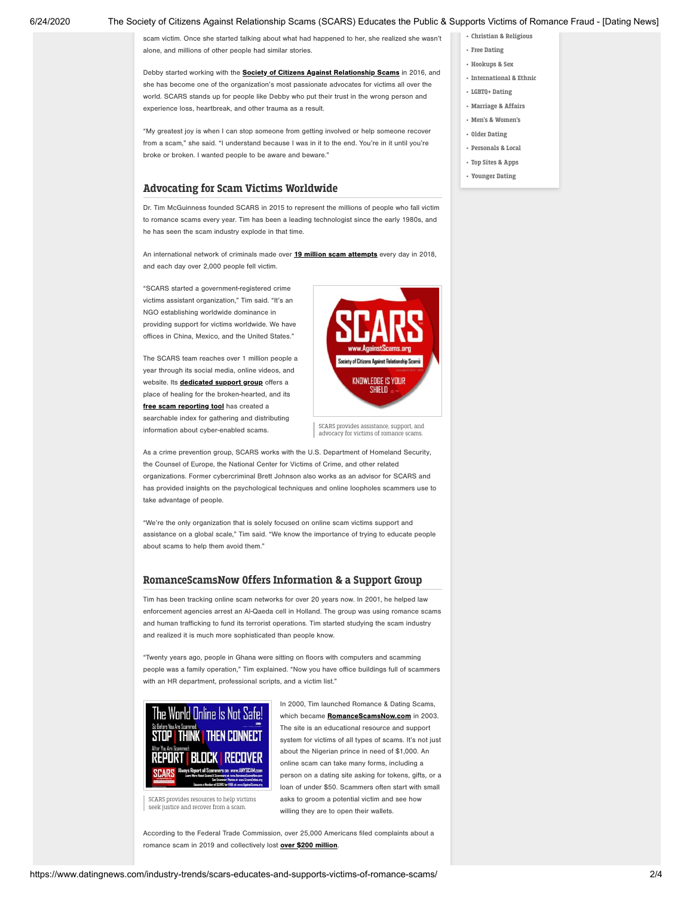scam victim. Once she started talking about what had happened to her, she realized she wasn't alone, and millions of other people had similar stories.

Debby started working with the **Society of Citizens Against Relationship Scams** in 2016, and she has become one of the organization's most passionate advocates for victims all over the world. SCARS stands up for people like Debby who put their trust in the wrong person and experience loss, heartbreak, and other trauma as a result.

"My greatest joy is when I can stop someone from getting involved or help someone recover from a scam," she said. "I understand because I was in it to the end. You're in it until you're broke or broken. I wanted people to be aware and beware."

## Advocating for Scam Victims Worldwide

Dr. Tim McGuinness founded SCARS in 2015 to represent the millions of people who fall victim to romance scams every year. Tim has been a leading technologist since the early 1980s, and he has seen the scam industry explode in that time.

An international network of criminals made over **19 million scam attempts** every day in 2018, and each day over 2,000 people fell victim.

"SCARS started a government-registered crime victims assistant organization," Tim said. "It's an NGO establishing worldwide dominance in providing support for victims worldwide. We have offices in China, Mexico, and the United States."

The SCARS team reaches over 1 million people a year through its social media, online videos, and website. Its **dedicated support group** offers a place of healing for the broken-hearted, and its **free scam reporting tool** has created a searchable index for gathering and distributing information about cyber-enabled scams.

SCARS provides assistance, support, and advocacy for victims of romance scams.

As a crime prevention group, SCARS works with the U.S. Department of Homeland Security, the Counsel of Europe, the National Center for Victims of Crime, and other related organizations. Former cybercriminal Brett Johnson also works as an advisor for SCARS and has provided insights on the psychological techniques and online loopholes scammers use to take advantage of people.

"We're the only organization that is solely focused on online scam victims support and assistance on a global scale," Tim said. "We know the importance of trying to educate people about scams to help them avoid them."

## RomanceScamsNow Offers Information & a Support Group

Tim has been tracking online scam networks for over 20 years now. In 2001, he helped law enforcement agencies arrest an Al-Qaeda cell in Holland. The group was using romance scams and human trafficking to fund its terrorist operations. Tim started studying the scam industry and realized it is much more sophisticated than people know.

"Twenty years ago, people in Ghana were sitting on floors with computers and scamming people was a family operation," Tim explained. "Now you have office buildings full of scammers with an HR department, professional scripts, and a victim list."

SCARS provides resources to help victims seek justice and recover from a scam.

In 2000, Tim launched Romance & Dating Scams, which became **RomanceScamsNow.com** in 2003. The site is an educational resource and support system for victims of all types of scams. It's not just about the Nigerian prince in need of $1,000. An online scam can take many forms, including a person on a dating site asking for tokens, gifts, or a loan of under $50. Scammers often start with small asks to groom a potential victim and see how willing they are to open their wallets.

According to the Federal Trade Commission, over 25,000 Americans filed complaints about a romance scam in 2019 and collectively lost **over $200 million**.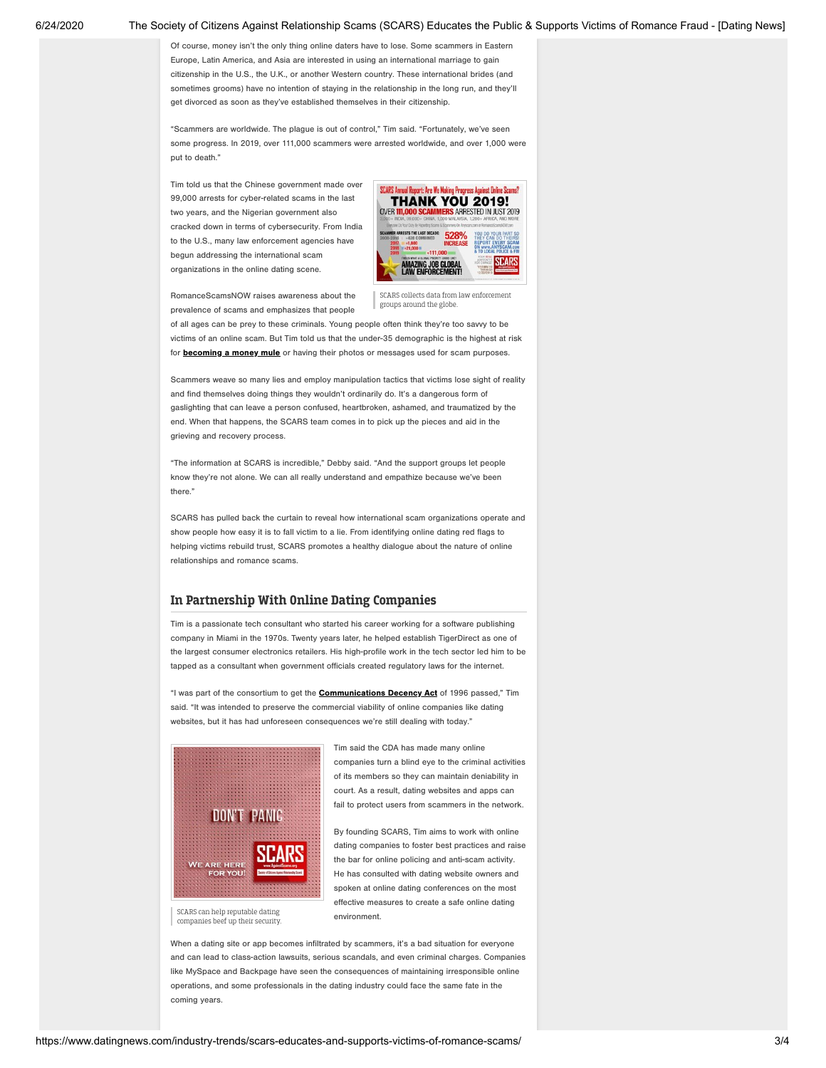Of course, money isn't the only thing online daters have to lose. Some scammers in Eastern Europe, Latin America, and Asia are interested in using an international marriage to gain citizenship in the U.S., the U.K., or another Western country. These international brides (and sometimes grooms) have no intention of staying in the relationship in the long run, and they'll get divorced as soon as they've established themselves in their citizenship.

"Scammers are worldwide. The plague is out of control," Tim said. "Fortunately, we've seen some progress. In 2019, over 111,000 scammers were arrested worldwide, and over 1,000 were put to death."

Tim told us that the Chinese government made over 99,000 arrests for cyber-related scams in the last two years, and the Nigerian government also cracked down in terms of cybersecurity. From India to the U.S., many law enforcement agencies have begun addressing the international scam organizations in the online dating scene.

SCARS collects data from law enforcement groups around the globe.

RomanceScamsNOW raises awareness about the prevalence of scams and emphasizes that people of all ages can be prey to these criminals. Young people often think they're too savvy to be victims of an online scam. But Tim told us that the under-35 demographic is the highest at risk for **becoming a money mule** or having their photos or messages used for scam purposes.

Scammers weave so many lies and employ manipulation tactics that victims lose sight of reality and find themselves doing things they wouldn't ordinarily do. It's a dangerous form of gaslighting that can leave a person confused, heartbroken, ashamed, and traumatized by the end. When that happens, the SCARS team comes in to pick up the pieces and aid in the grieving and recovery process.

"The information at SCARS is incredible," Debby said. "And the support groups let people know they're not alone. We can all really understand and empathize because we've been there."

SCARS has pulled back the curtain to reveal how international scam organizations operate and show people how easy it is to fall victim to a lie. From identifying online dating red flags to helping victims rebuild trust, SCARS promotes a healthy dialogue about the nature of online relationships and romance scams.

## In Partnership With Online Dating Companies

Tim is a passionate tech consultant who started his career working for a software publishing company in Miami in the 1970s. Twenty years later, he helped establish TigerDirect as one of the largest consumer electronics retailers. His high-profile work in the tech sector led him to be tapped as a consultant when government officials created regulatory laws for the internet.

"I was part of the consortium to get the **Communications Decency Act** of 1996 passed," Tim said. "It was intended to preserve the commercial viability of online companies like dating websites, but it has had unforeseen consequences we're still dealing with today."

SCARS can help reputable dating companies beef up their security.

Tim said the CDA has made many online companies turn a blind eye to the criminal activities of its members so they can maintain deniability in court. As a result, dating websites and apps can fail to protect users from scammers in the network.

By founding SCARS, Tim aims to work with online dating companies to foster best practices and raise the bar for online policing and anti-scam activity. He has consulted with dating website owners and spoken at online dating conferences on the most effective measures to create a safe online dating environment.

When a dating site or app becomes infiltrated by scammers, it's a bad situation for everyone and can lead to class-action lawsuits, serious scandals, and even criminal charges. Companies like MySpace and Backpage have seen the consequences of maintaining irresponsible online operations, and some professionals in the dating industry could face the same fate in the coming years.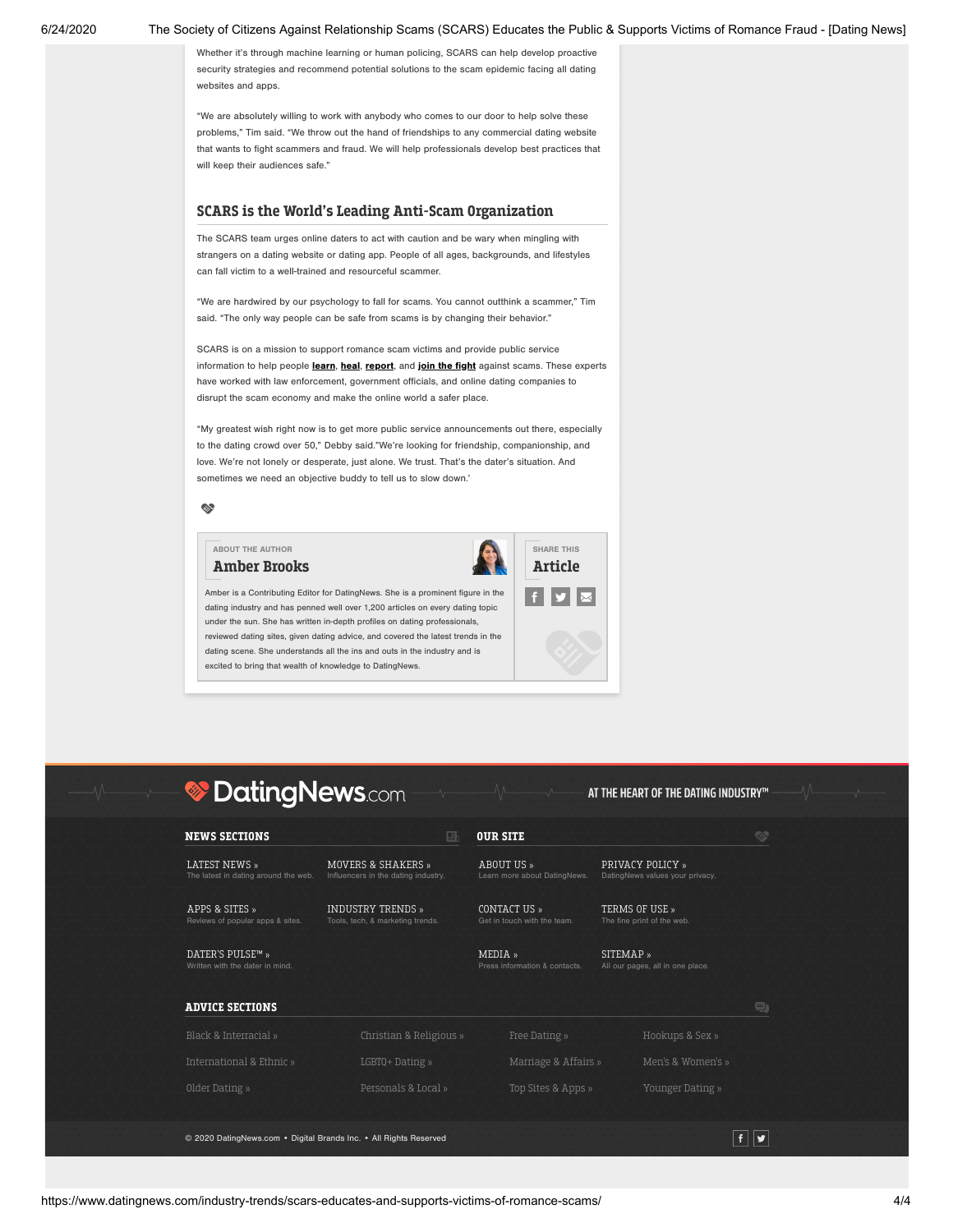Whether it's through machine learning or human policing, SCARS can help develop proactive security strategies and recommend potential solutions to the scam epidemic facing all dating websites and apps.

"We are absolutely willing to work with anybody who comes to our door to help solve these problems," Tim said. "We throw out the hand of friendships to any commercial dating website that wants to fight scammers and fraud. We will help professionals develop best practices that will keep their audiences safe."

## SCARS is the World's Leading Anti-Scam Organization

The SCARS team urges online daters to act with caution and be wary when mingling with strangers on a dating website or dating app. People of all ages, backgrounds, and lifestyles can fall victim to a well-trained and resourceful scammer.

"We are hardwired by our psychology to fall for scams. You cannot outthink a scammer," Tim said. "The only way people can be safe from scams is by changing their behavior."

SCARS is on a mission to support romance scam victims and provide public service information to help people **learn**, **heal**, **report**, and **join the fight** against scams. These experts have worked with law enforcement, government officials, and online dating companies to disrupt the scam economy and make the online world a safer place.

"My greatest wish right now is to get more public service announcements out there, especially to the dating crowd over 50," Debby said."We're looking for friendship, companionship, and love. We're not lonely or desperate, just alone. We trust. That's the dater's situation. And sometimes we need an objective buddy to tell us to slow down.'

ABOUT THE AUTHOR

### Amber Brooks

Amber is a Contributing Editor for DatingNews. She is a prominent figure in the dating industry and has penned well over 1,200 articles on every dating topic under the sun. She has written in-depth profiles on dating professionals, reviewed dating sites, given dating advice, and covered the latest trends in the dating scene. She understands all the ins and outs in the industry and is excited to bring that wealth of knowledge to DatingNews.

SHARE THIS

### Article

DatingNews.com

AT THE HEART OF THE DATING INDUSTRY™

**NEWS SECTIONS**

- LATEST NEWS » The latest in dating around the web.
- MOVERS & SHAKERS » Influencers in the dating industry.
- APPS & SITES » Reviews of popular apps & sites.
- INDUSTRY TRENDS » Tools, tech, & marketing trends.
- DATER'S PULSE™ » Written with the dater in mind.

**OUR SITE**

- ABOUT US » Learn more about DatingNews.
- PRIVACY POLICY » DatingNews values your privacy.
- CONTACT US » Get in touch with the team.
- TERMS OF USE » The fine print of the web.
- MEDIA » Press information & contacts.
- SITEMAP » All our pages, all in one place.

**ADVICE SECTIONS**

- Black & Interracial »
- Christian & Religious »
- Free Dating »
- Hookups & Sex »
- International & Ethnic »
- LGBTQ+ Dating »
- Marriage & Affairs »
- Men's & Women's »
- Older Dating »
- Personals & Local »
- Top Sites & Apps »
- Younger Dating »

© 2020 DatingNews.com • Digital Brands Inc. • All Rights Reserved